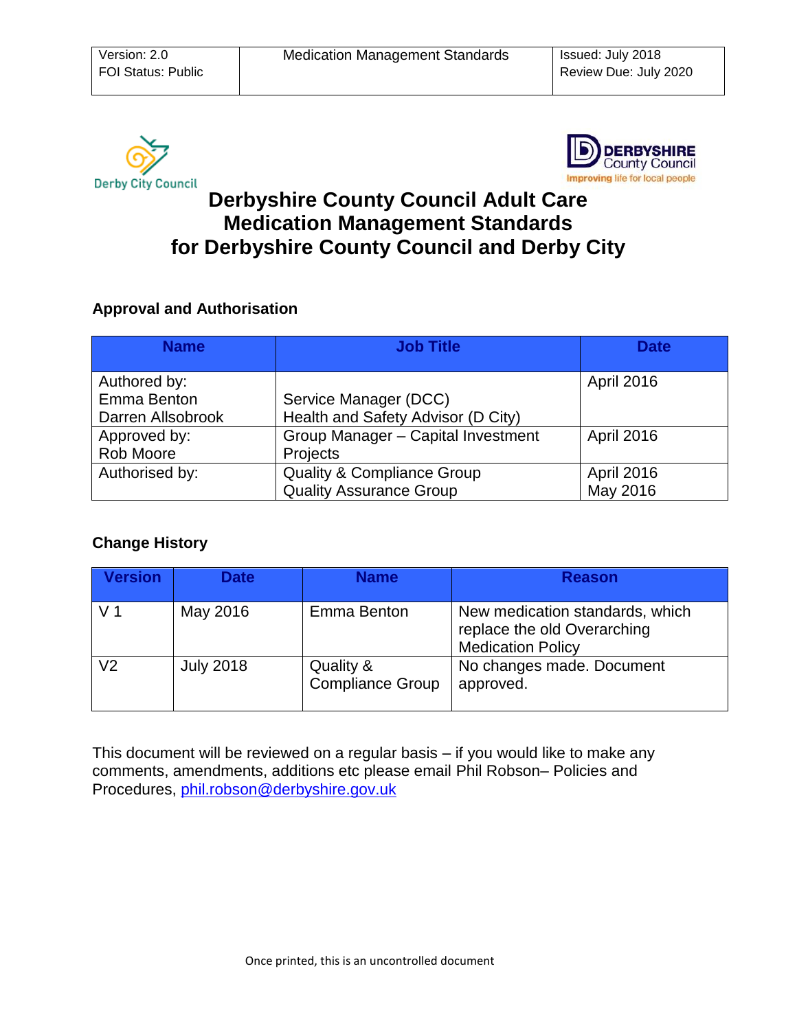| Version: 2.0<br>FOI Status: Public | Medication Management Standards | Issued: July 2018<br>Review Due: July 2020 |
|---|---|---|

# Derbyshire County Council Adult Care Medication Management Standards for Derbyshire County Council and Derby City

### Approval and Authorisation

| Name | Job Title | Date |
|---|---|---|
| Authored by:<br>Emma Benton<br>Darren Allsobrook | <br>Service Manager (DCC)<br>Health and Safety Advisor (D City) | April 2016 |
| Approved by:<br>Rob Moore | Group Manager – Capital Investment Projects | April 2016 |
| Authorised by: | Quality & Compliance Group<br>Quality Assurance Group | April 2016<br>May 2016 |

### Change History

| Version | Date | Name | Reason |
|---|---|---|---|
| V 1 | May 2016 | Emma Benton | New medication standards, which replace the old Overarching Medication Policy |
| V2 | July 2018 | Quality & Compliance Group | No changes made. Document approved. |

This document will be reviewed on a regular basis – if you would like to make any comments, amendments, additions etc please email Phil Robson– Policies and Procedures, phil.robson@derbyshire.gov.uk

Once printed, this is an uncontrolled document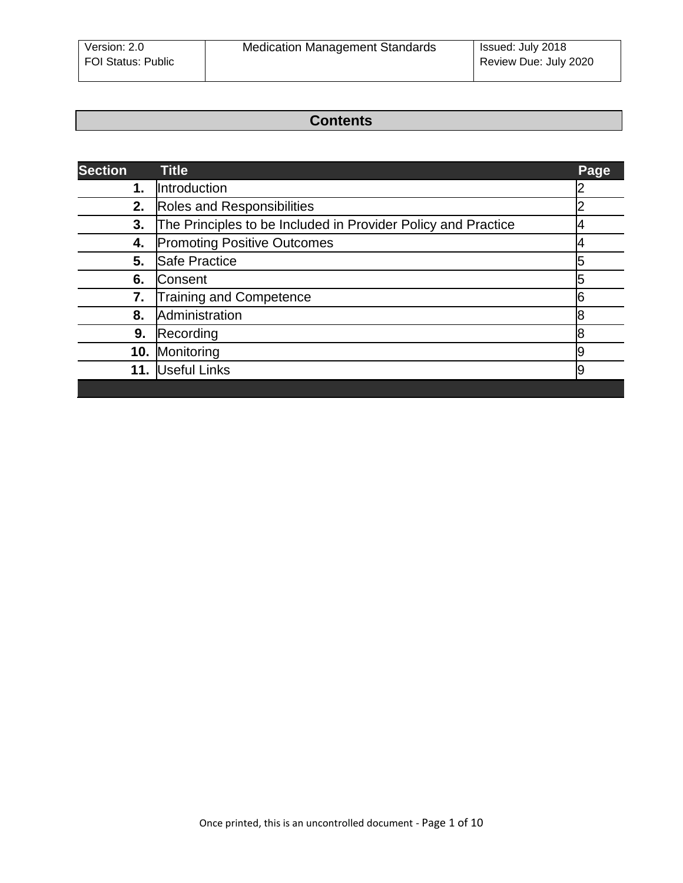## Contents

| Section | Title | Page |
|---|---|---|
| **1.** | Introduction | 2 |
| **2.** | Roles and Responsibilities | 2 |
| **3.** | The Principles to be Included in Provider Policy and Practice | 4 |
| **4.** | Promoting Positive Outcomes | 4 |
| **5.** | Safe Practice | 5 |
| **6.** | Consent | 5 |
| **7.** | Training and Competence | 6 |
| **8.** | Administration | 8 |
| **9.** | Recording | 8 |
| **10.** | Monitoring | 9 |
| **11.** | Useful Links | 9 |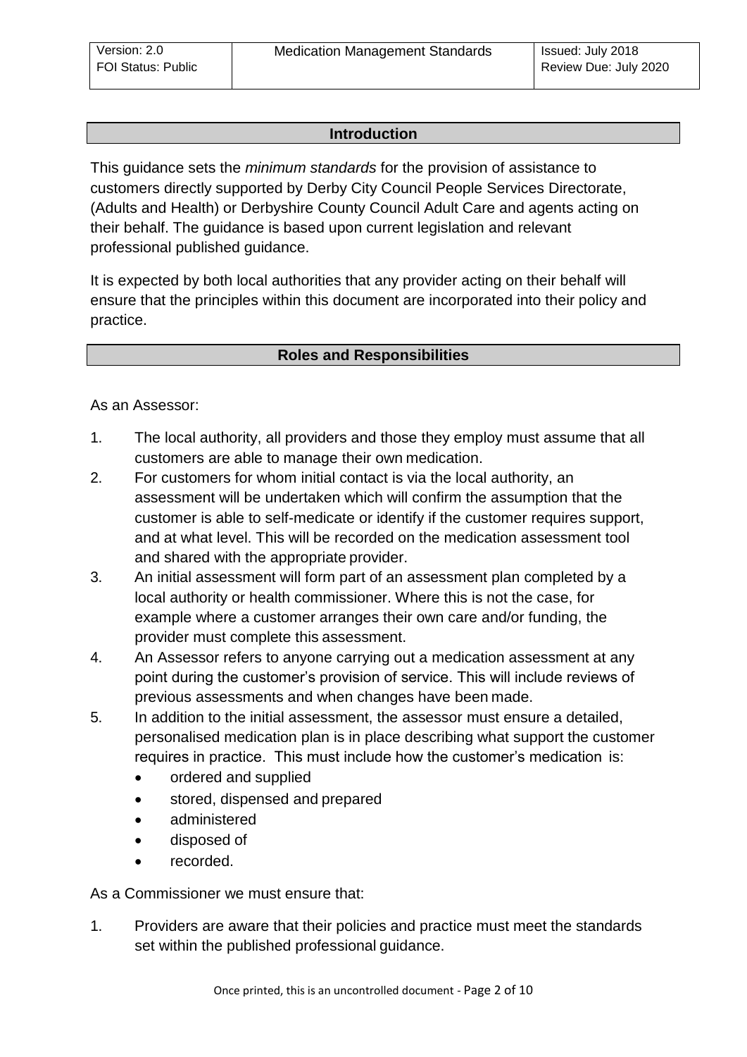## Introduction

This guidance sets the *minimum standards* for the provision of assistance to customers directly supported by Derby City Council People Services Directorate, (Adults and Health) or Derbyshire County Council Adult Care and agents acting on their behalf. The guidance is based upon current legislation and relevant professional published guidance.

It is expected by both local authorities that any provider acting on their behalf will ensure that the principles within this document are incorporated into their policy and practice.

## Roles and Responsibilities

As an Assessor:

1. The local authority, all providers and those they employ must assume that all customers are able to manage their own medication.
2. For customers for whom initial contact is via the local authority, an assessment will be undertaken which will confirm the assumption that the customer is able to self-medicate or identify if the customer requires support, and at what level. This will be recorded on the medication assessment tool and shared with the appropriate provider.
3. An initial assessment will form part of an assessment plan completed by a local authority or health commissioner. Where this is not the case, for example where a customer arranges their own care and/or funding, the provider must complete this assessment.
4. An Assessor refers to anyone carrying out a medication assessment at any point during the customer's provision of service. This will include reviews of previous assessments and when changes have been made.
5. In addition to the initial assessment, the assessor must ensure a detailed, personalised medication plan is in place describing what support the customer requires in practice. This must include how the customer's medication is:
   - ordered and supplied
   - stored, dispensed and prepared
   - administered
   - disposed of
   - recorded.

As a Commissioner we must ensure that:

1. Providers are aware that their policies and practice must meet the standards set within the published professional guidance.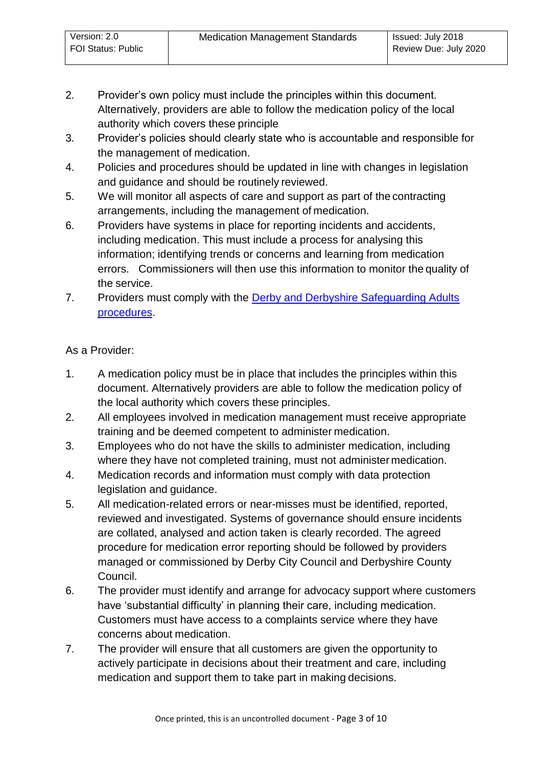2. Provider's own policy must include the principles within this document. Alternatively, providers are able to follow the medication policy of the local authority which covers these principle
3. Provider's policies should clearly state who is accountable and responsible for the management of medication.
4. Policies and procedures should be updated in line with changes in legislation and guidance and should be routinely reviewed.
5. We will monitor all aspects of care and support as part of the contracting arrangements, including the management of medication.
6. Providers have systems in place for reporting incidents and accidents, including medication. This must include a process for analysing this information; identifying trends or concerns and learning from medication errors. Commissioners will then use this information to monitor the quality of the service.
7. Providers must comply with the [Derby and Derbyshire Safeguarding Adults procedures](#).

As a Provider:

1. A medication policy must be in place that includes the principles within this document. Alternatively providers are able to follow the medication policy of the local authority which covers these principles.
2. All employees involved in medication management must receive appropriate training and be deemed competent to administer medication.
3. Employees who do not have the skills to administer medication, including where they have not completed training, must not administer medication.
4. Medication records and information must comply with data protection legislation and guidance.
5. All medication-related errors or near-misses must be identified, reported, reviewed and investigated. Systems of governance should ensure incidents are collated, analysed and action taken is clearly recorded. The agreed procedure for medication error reporting should be followed by providers managed or commissioned by Derby City Council and Derbyshire County Council.
6. The provider must identify and arrange for advocacy support where customers have 'substantial difficulty' in planning their care, including medication. Customers must have access to a complaints service where they have concerns about medication.
7. The provider will ensure that all customers are given the opportunity to actively participate in decisions about their treatment and care, including medication and support them to take part in making decisions.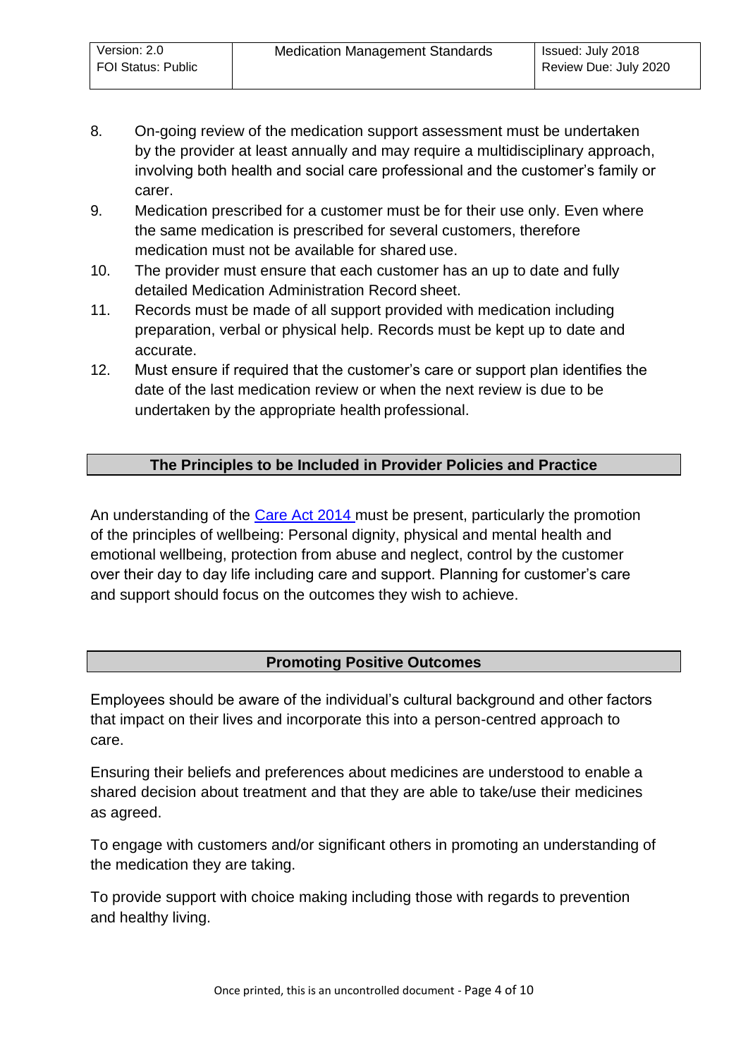8. On-going review of the medication support assessment must be undertaken by the provider at least annually and may require a multidisciplinary approach, involving both health and social care professional and the customer's family or carer.
9. Medication prescribed for a customer must be for their use only. Even where the same medication is prescribed for several customers, therefore medication must not be available for shared use.
10. The provider must ensure that each customer has an up to date and fully detailed Medication Administration Record sheet.
11. Records must be made of all support provided with medication including preparation, verbal or physical help. Records must be kept up to date and accurate.
12. Must ensure if required that the customer's care or support plan identifies the date of the last medication review or when the next review is due to be undertaken by the appropriate health professional.

## The Principles to be Included in Provider Policies and Practice

An understanding of the Care Act 2014 must be present, particularly the promotion of the principles of wellbeing: Personal dignity, physical and mental health and emotional wellbeing, protection from abuse and neglect, control by the customer over their day to day life including care and support. Planning for customer's care and support should focus on the outcomes they wish to achieve.

## Promoting Positive Outcomes

Employees should be aware of the individual's cultural background and other factors that impact on their lives and incorporate this into a person-centred approach to care.

Ensuring their beliefs and preferences about medicines are understood to enable a shared decision about treatment and that they are able to take/use their medicines as agreed.

To engage with customers and/or significant others in promoting an understanding of the medication they are taking.

To provide support with choice making including those with regards to prevention and healthy living.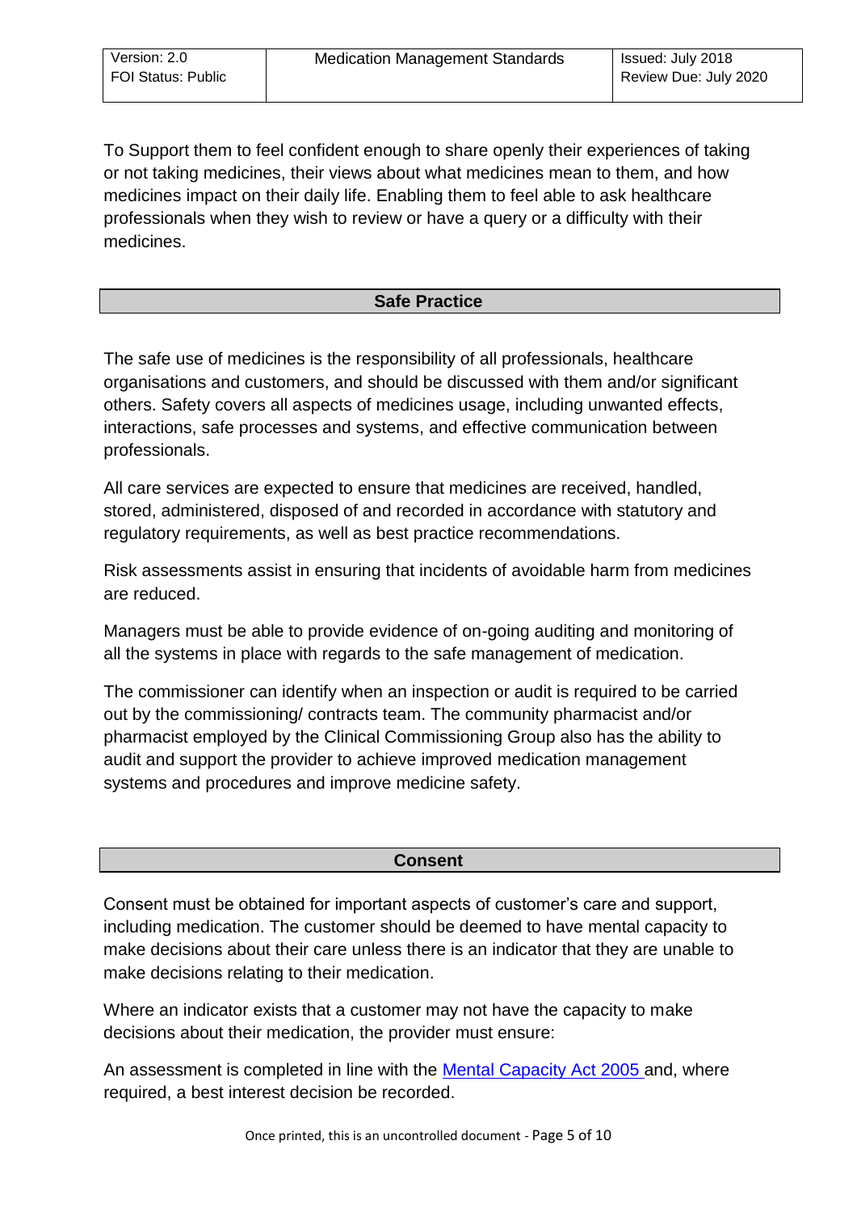To Support them to feel confident enough to share openly their experiences of taking or not taking medicines, their views about what medicines mean to them, and how medicines impact on their daily life. Enabling them to feel able to ask healthcare professionals when they wish to review or have a query or a difficulty with their medicines.

## Safe Practice

The safe use of medicines is the responsibility of all professionals, healthcare organisations and customers, and should be discussed with them and/or significant others. Safety covers all aspects of medicines usage, including unwanted effects, interactions, safe processes and systems, and effective communication between professionals.

All care services are expected to ensure that medicines are received, handled, stored, administered, disposed of and recorded in accordance with statutory and regulatory requirements, as well as best practice recommendations.

Risk assessments assist in ensuring that incidents of avoidable harm from medicines are reduced.

Managers must be able to provide evidence of on-going auditing and monitoring of all the systems in place with regards to the safe management of medication.

The commissioner can identify when an inspection or audit is required to be carried out by the commissioning/ contracts team. The community pharmacist and/or pharmacist employed by the Clinical Commissioning Group also has the ability to audit and support the provider to achieve improved medication management systems and procedures and improve medicine safety.

## Consent

Consent must be obtained for important aspects of customer's care and support, including medication. The customer should be deemed to have mental capacity to make decisions about their care unless there is an indicator that they are unable to make decisions relating to their medication.

Where an indicator exists that a customer may not have the capacity to make decisions about their medication, the provider must ensure:

An assessment is completed in line with the Mental Capacity Act 2005 and, where required, a best interest decision be recorded.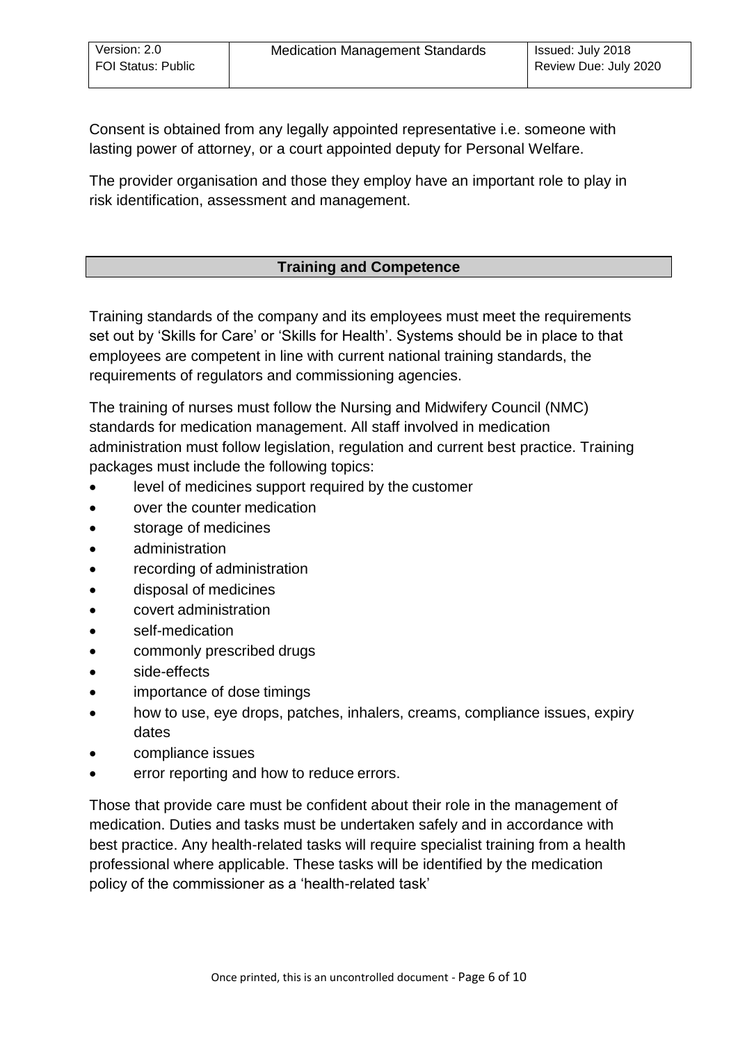Consent is obtained from any legally appointed representative i.e. someone with lasting power of attorney, or a court appointed deputy for Personal Welfare.

The provider organisation and those they employ have an important role to play in risk identification, assessment and management.

## Training and Competence

Training standards of the company and its employees must meet the requirements set out by 'Skills for Care' or 'Skills for Health'. Systems should be in place to that employees are competent in line with current national training standards, the requirements of regulators and commissioning agencies.

The training of nurses must follow the Nursing and Midwifery Council (NMC) standards for medication management. All staff involved in medication administration must follow legislation, regulation and current best practice. Training packages must include the following topics:

- level of medicines support required by the customer
- over the counter medication
- storage of medicines
- administration
- recording of administration
- disposal of medicines
- covert administration
- self-medication
- commonly prescribed drugs
- side-effects
- importance of dose timings
- how to use, eye drops, patches, inhalers, creams, compliance issues, expiry dates
- compliance issues
- error reporting and how to reduce errors.

Those that provide care must be confident about their role in the management of medication. Duties and tasks must be undertaken safely and in accordance with best practice. Any health-related tasks will require specialist training from a health professional where applicable. These tasks will be identified by the medication policy of the commissioner as a 'health-related task'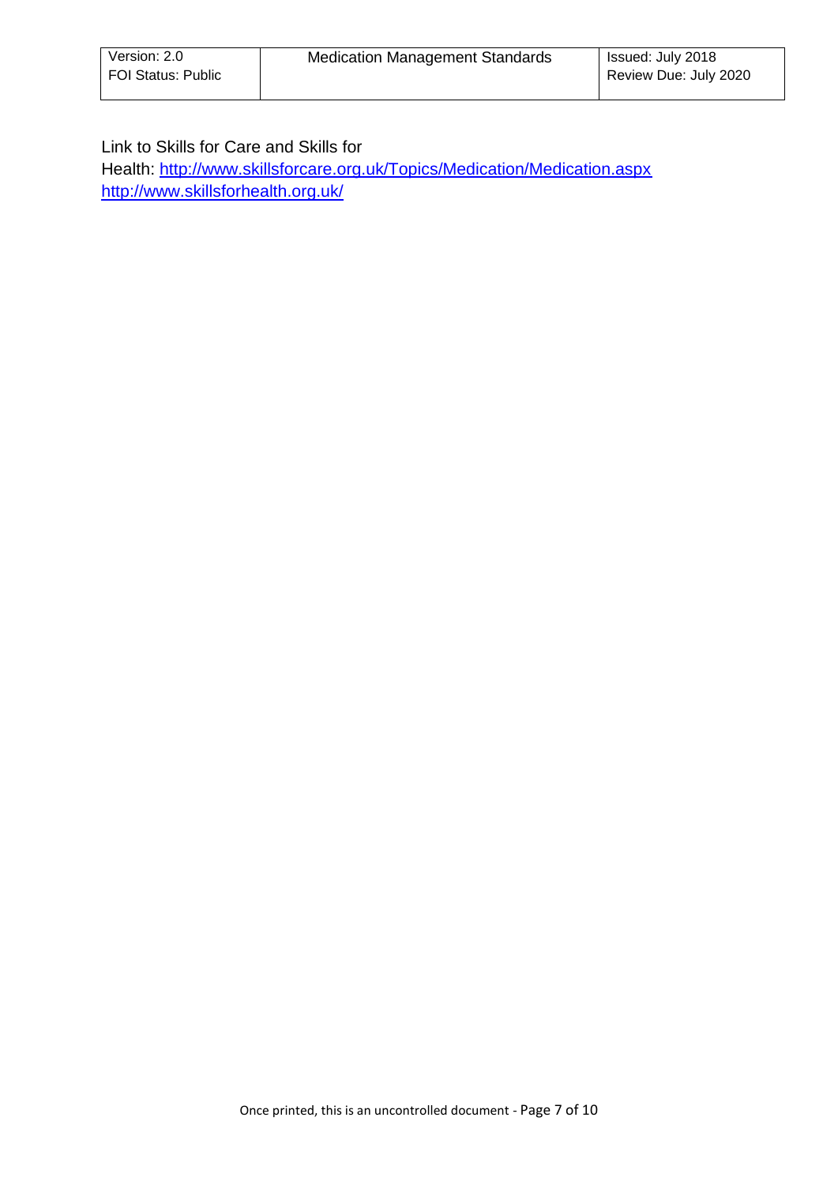Link to Skills for Care and Skills for Health: [http://www.skillsforcare.org.uk/Topics/Medication/Medication.aspx](http://www.skillsforcare.org.uk/Topics/Medication/Medication.aspx) [http://www.skillsforhealth.org.uk/](http://www.skillsforhealth.org.uk/)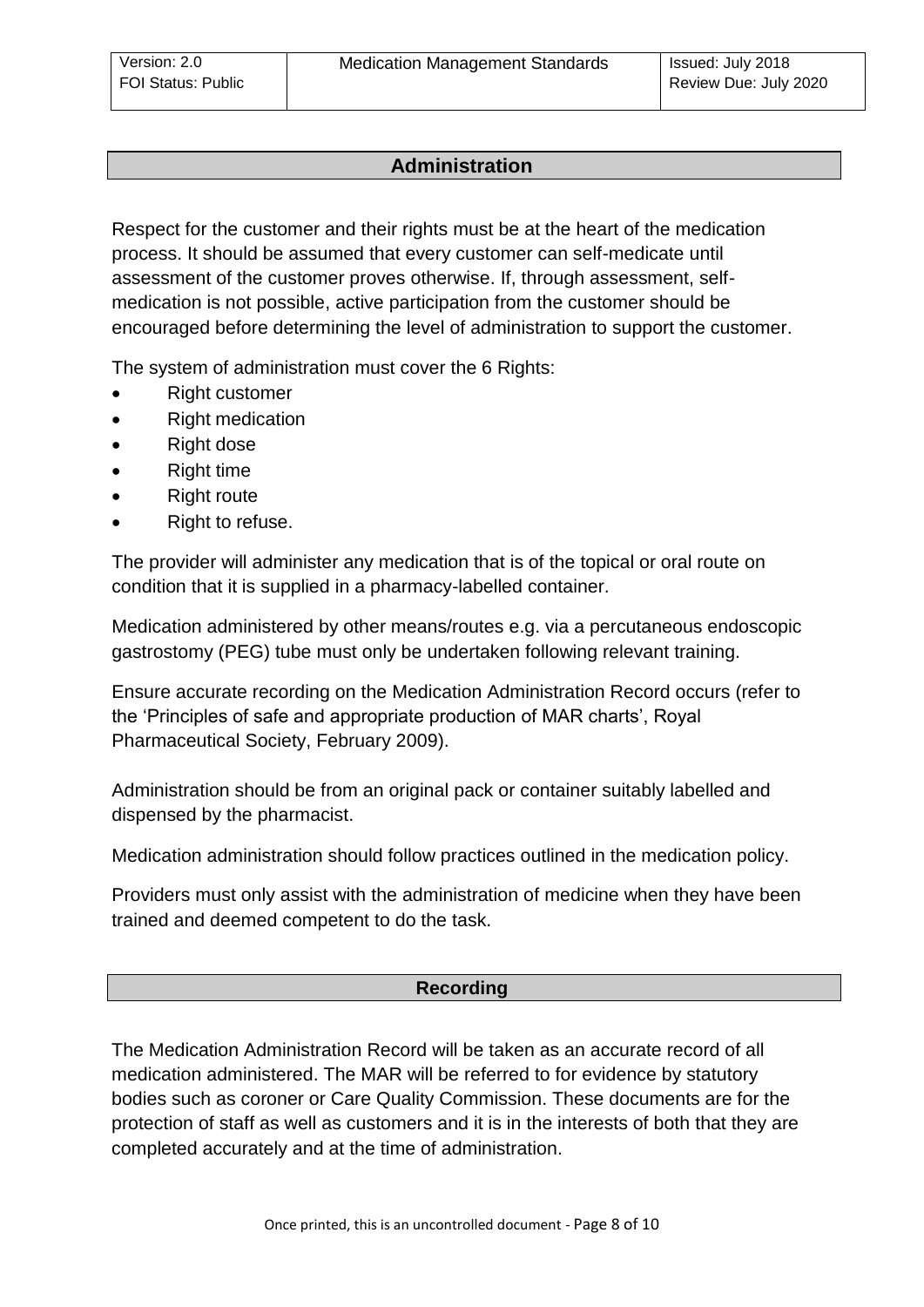## Administration

Respect for the customer and their rights must be at the heart of the medication process. It should be assumed that every customer can self-medicate until assessment of the customer proves otherwise. If, through assessment, self-medication is not possible, active participation from the customer should be encouraged before determining the level of administration to support the customer.

The system of administration must cover the 6 Rights:

- Right customer
- Right medication
- Right dose
- Right time
- Right route
- Right to refuse.

The provider will administer any medication that is of the topical or oral route on condition that it is supplied in a pharmacy-labelled container.

Medication administered by other means/routes e.g. via a percutaneous endoscopic gastrostomy (PEG) tube must only be undertaken following relevant training.

Ensure accurate recording on the Medication Administration Record occurs (refer to the 'Principles of safe and appropriate production of MAR charts', Royal Pharmaceutical Society, February 2009).

Administration should be from an original pack or container suitably labelled and dispensed by the pharmacist.

Medication administration should follow practices outlined in the medication policy.

Providers must only assist with the administration of medicine when they have been trained and deemed competent to do the task.

## Recording

The Medication Administration Record will be taken as an accurate record of all medication administered. The MAR will be referred to for evidence by statutory bodies such as coroner or Care Quality Commission. These documents are for the protection of staff as well as customers and it is in the interests of both that they are completed accurately and at the time of administration.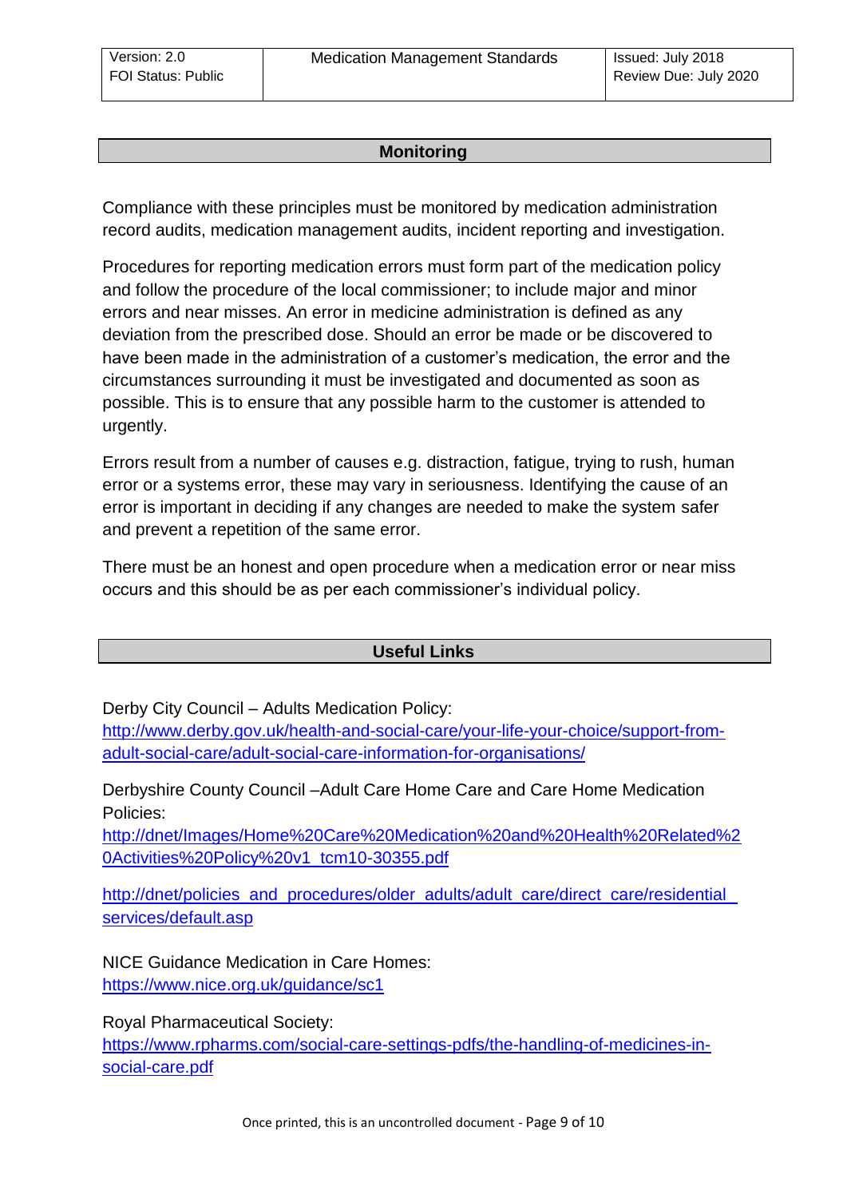## Monitoring

Compliance with these principles must be monitored by medication administration record audits, medication management audits, incident reporting and investigation.

Procedures for reporting medication errors must form part of the medication policy and follow the procedure of the local commissioner; to include major and minor errors and near misses. An error in medicine administration is defined as any deviation from the prescribed dose. Should an error be made or be discovered to have been made in the administration of a customer's medication, the error and the circumstances surrounding it must be investigated and documented as soon as possible. This is to ensure that any possible harm to the customer is attended to urgently.

Errors result from a number of causes e.g. distraction, fatigue, trying to rush, human error or a systems error, these may vary in seriousness. Identifying the cause of an error is important in deciding if any changes are needed to make the system safer and prevent a repetition of the same error.

There must be an honest and open procedure when a medication error or near miss occurs and this should be as per each commissioner's individual policy.

## Useful Links

Derby City Council – Adults Medication Policy:
http://www.derby.gov.uk/health-and-social-care/your-life-your-choice/support-from-adult-social-care/adult-social-care-information-for-organisations/

Derbyshire County Council –Adult Care Home Care and Care Home Medication Policies:
http://dnet/Images/Home%20Care%20Medication%20and%20Health%20Related%20Activities%20Policy%20v1_tcm10-30355.pdf

http://dnet/policies_and_procedures/older_adults/adult_care/direct_care/residential_services/default.asp

NICE Guidance Medication in Care Homes:
https://www.nice.org.uk/guidance/sc1

Royal Pharmaceutical Society:
https://www.rpharms.com/social-care-settings-pdfs/the-handling-of-medicines-in-social-care.pdf